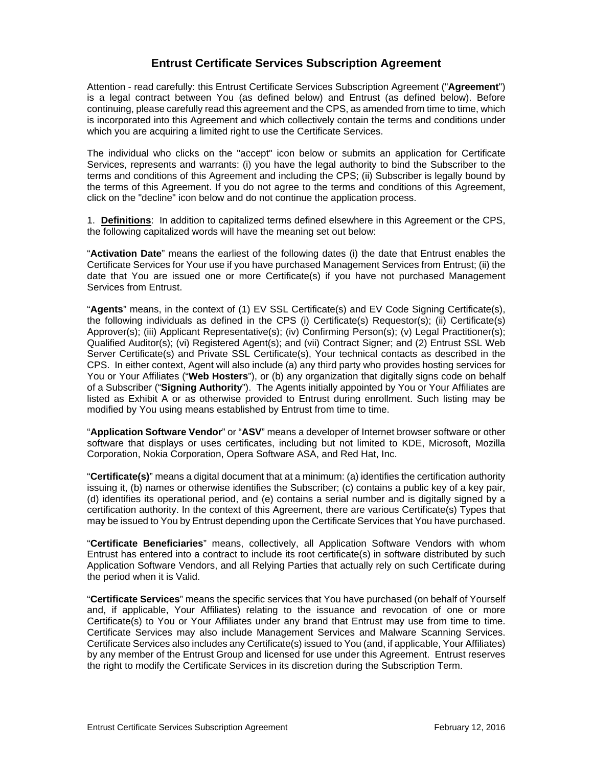# Entrust Certificate Services Subscription Agreement

Attention - read carefully: this Entrust Certificate Services Subscription Agreement ("**Agreement**") is a legal contract between You (as defined below) and Entrust (as defined below). Before continuing, please carefully read this agreement and the CPS, as amended from time to time, which is incorporated into this Agreement and which collectively contain the terms and conditions under which you are acquiring a limited right to use the Certificate Services.

The individual who clicks on the "accept" icon below or submits an application for Certificate Services, represents and warrants: (i) you have the legal authority to bind the Subscriber to the terms and conditions of this Agreement and including the CPS; (ii) Subscriber is legally bound by the terms of this Agreement. If you do not agree to the terms and conditions of this Agreement, click on the "decline" icon below and do not continue the application process.

1. **Definitions**: In addition to capitalized terms defined elsewhere in this Agreement or the CPS, the following capitalized words will have the meaning set out below:

"**Activation Date**" means the earliest of the following dates (i) the date that Entrust enables the Certificate Services for Your use if you have purchased Management Services from Entrust; (ii) the date that You are issued one or more Certificate(s) if you have not purchased Management Services from Entrust.

"**Agents**" means, in the context of (1) EV SSL Certificate(s) and EV Code Signing Certificate(s), the following individuals as defined in the CPS (i) Certificate(s) Requestor(s); (ii) Certificate(s) Approver(s); (iii) Applicant Representative(s); (iv) Confirming Person(s); (v) Legal Practitioner(s); Qualified Auditor(s); (vi) Registered Agent(s); and (vii) Contract Signer; and (2) Entrust SSL Web Server Certificate(s) and Private SSL Certificate(s), Your technical contacts as described in the CPS. In either context, Agent will also include (a) any third party who provides hosting services for You or Your Affiliates ("**Web Hosters**"), or (b) any organization that digitally signs code on behalf of a Subscriber ("**Signing Authority**"). The Agents initially appointed by You or Your Affiliates are listed as Exhibit A or as otherwise provided to Entrust during enrollment. Such listing may be modified by You using means established by Entrust from time to time.

"**Application Software Vendor**" or "**ASV**" means a developer of Internet browser software or other software that displays or uses certificates, including but not limited to KDE, Microsoft, Mozilla Corporation, Nokia Corporation, Opera Software ASA, and Red Hat, Inc.

"**Certificate(s)**" means a digital document that at a minimum: (a) identifies the certification authority issuing it, (b) names or otherwise identifies the Subscriber; (c) contains a public key of a key pair, (d) identifies its operational period, and (e) contains a serial number and is digitally signed by a certification authority. In the context of this Agreement, there are various Certificate(s) Types that may be issued to You by Entrust depending upon the Certificate Services that You have purchased.

"**Certificate Beneficiaries**" means, collectively, all Application Software Vendors with whom Entrust has entered into a contract to include its root certificate(s) in software distributed by such Application Software Vendors, and all Relying Parties that actually rely on such Certificate during the period when it is Valid.

"**Certificate Services**" means the specific services that You have purchased (on behalf of Yourself and, if applicable, Your Affiliates) relating to the issuance and revocation of one or more Certificate(s) to You or Your Affiliates under any brand that Entrust may use from time to time. Certificate Services may also include Management Services and Malware Scanning Services. Certificate Services also includes any Certificate(s) issued to You (and, if applicable, Your Affiliates) by any member of the Entrust Group and licensed for use under this Agreement. Entrust reserves the right to modify the Certificate Services in its discretion during the Subscription Term.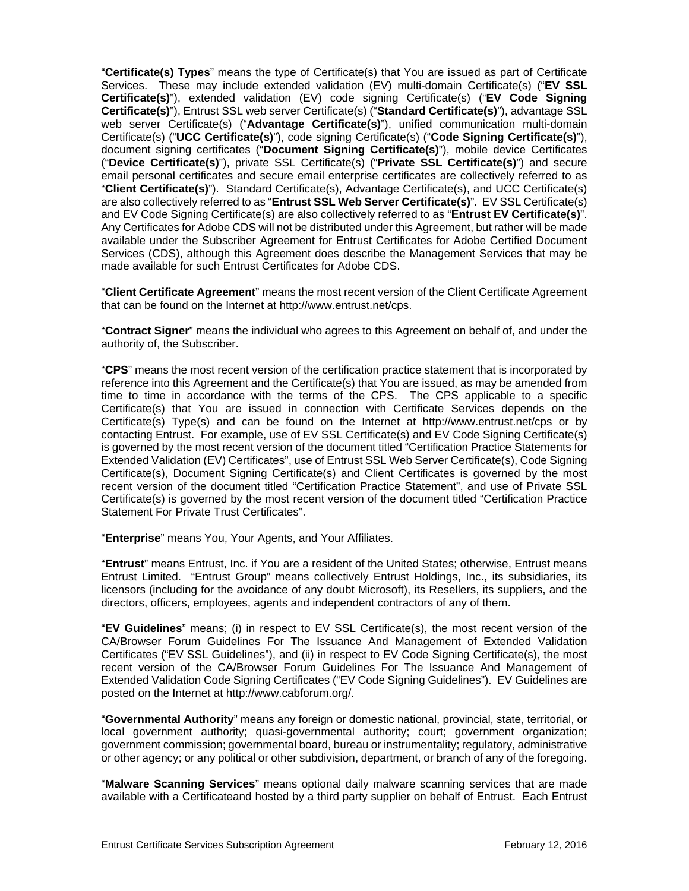"**Certificate(s) Types**" means the type of Certificate(s) that You are issued as part of Certificate Services. These may include extended validation (EV) multi-domain Certificate(s) ("**EV SSL Certificate(s)**"), extended validation (EV) code signing Certificate(s) ("**EV Code Signing Certificate(s)**"), Entrust SSL web server Certificate(s) ("**Standard Certificate(s)**"), advantage SSL web server Certificate(s) ("**Advantage Certificate(s)**"), unified communication multi-domain Certificate(s) ("**UCC Certificate(s)**"), code signing Certificate(s) ("**Code Signing Certificate(s)**"), document signing certificates ("**Document Signing Certificate(s)**"), mobile device Certificates ("**Device Certificate(s)**"), private SSL Certificate(s) ("**Private SSL Certificate(s)**") and secure email personal certificates and secure email enterprise certificates are collectively referred to as "**Client Certificate(s)**"). Standard Certificate(s), Advantage Certificate(s), and UCC Certificate(s) are also collectively referred to as "**Entrust SSL Web Server Certificate(s)**". EV SSL Certificate(s) and EV Code Signing Certificate(s) are also collectively referred to as "**Entrust EV Certificate(s)**". Any Certificates for Adobe CDS will not be distributed under this Agreement, but rather will be made available under the Subscriber Agreement for Entrust Certificates for Adobe Certified Document Services (CDS), although this Agreement does describe the Management Services that may be made available for such Entrust Certificates for Adobe CDS.

"**Client Certificate Agreement**" means the most recent version of the Client Certificate Agreement that can be found on the Internet at http://www.entrust.net/cps.

"**Contract Signer**" means the individual who agrees to this Agreement on behalf of, and under the authority of, the Subscriber.

"**CPS**" means the most recent version of the certification practice statement that is incorporated by reference into this Agreement and the Certificate(s) that You are issued, as may be amended from time to time in accordance with the terms of the CPS. The CPS applicable to a specific Certificate(s) that You are issued in connection with Certificate Services depends on the Certificate(s) Type(s) and can be found on the Internet at http://www.entrust.net/cps or by contacting Entrust. For example, use of EV SSL Certificate(s) and EV Code Signing Certificate(s) is governed by the most recent version of the document titled "Certification Practice Statements for Extended Validation (EV) Certificates", use of Entrust SSL Web Server Certificate(s), Code Signing Certificate(s), Document Signing Certificate(s) and Client Certificates is governed by the most recent version of the document titled "Certification Practice Statement", and use of Private SSL Certificate(s) is governed by the most recent version of the document titled "Certification Practice Statement For Private Trust Certificates".

"**Enterprise**" means You, Your Agents, and Your Affiliates.

"**Entrust**" means Entrust, Inc. if You are a resident of the United States; otherwise, Entrust means Entrust Limited. "Entrust Group" means collectively Entrust Holdings, Inc., its subsidiaries, its licensors (including for the avoidance of any doubt Microsoft), its Resellers, its suppliers, and the directors, officers, employees, agents and independent contractors of any of them.

"**EV Guidelines**" means; (i) in respect to EV SSL Certificate(s), the most recent version of the CA/Browser Forum Guidelines For The Issuance And Management of Extended Validation Certificates ("EV SSL Guidelines"), and (ii) in respect to EV Code Signing Certificate(s), the most recent version of the CA/Browser Forum Guidelines For The Issuance And Management of Extended Validation Code Signing Certificates ("EV Code Signing Guidelines"). EV Guidelines are posted on the Internet at http://www.cabforum.org/.

"**Governmental Authority**" means any foreign or domestic national, provincial, state, territorial, or local government authority; quasi-governmental authority; court; government organization; government commission; governmental board, bureau or instrumentality; regulatory, administrative or other agency; or any political or other subdivision, department, or branch of any of the foregoing.

"**Malware Scanning Services**" means optional daily malware scanning services that are made available with a Certificateand hosted by a third party supplier on behalf of Entrust. Each Entrust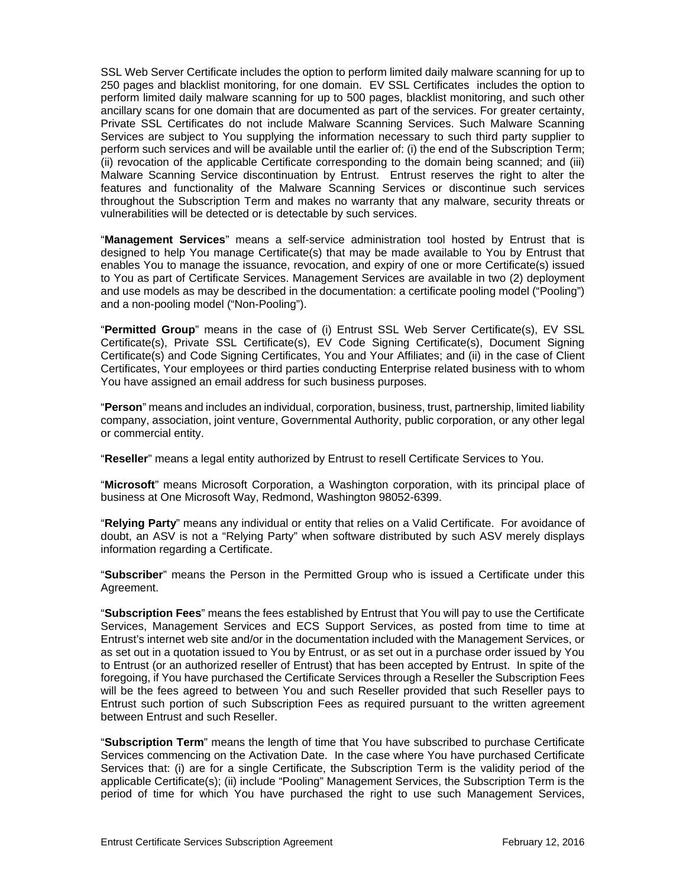SSL Web Server Certificate includes the option to perform limited daily malware scanning for up to 250 pages and blacklist monitoring, for one domain. EV SSL Certificates includes the option to perform limited daily malware scanning for up to 500 pages, blacklist monitoring, and such other ancillary scans for one domain that are documented as part of the services. For greater certainty, Private SSL Certificates do not include Malware Scanning Services. Such Malware Scanning Services are subject to You supplying the information necessary to such third party supplier to perform such services and will be available until the earlier of: (i) the end of the Subscription Term; (ii) revocation of the applicable Certificate corresponding to the domain being scanned; and (iii) Malware Scanning Service discontinuation by Entrust. Entrust reserves the right to alter the features and functionality of the Malware Scanning Services or discontinue such services throughout the Subscription Term and makes no warranty that any malware, security threats or vulnerabilities will be detected or is detectable by such services.

"**Management Services**" means a self-service administration tool hosted by Entrust that is designed to help You manage Certificate(s) that may be made available to You by Entrust that enables You to manage the issuance, revocation, and expiry of one or more Certificate(s) issued to You as part of Certificate Services. Management Services are available in two (2) deployment and use models as may be described in the documentation: a certificate pooling model ("Pooling") and a non-pooling model ("Non-Pooling").

"**Permitted Group**" means in the case of (i) Entrust SSL Web Server Certificate(s), EV SSL Certificate(s), Private SSL Certificate(s), EV Code Signing Certificate(s), Document Signing Certificate(s) and Code Signing Certificates, You and Your Affiliates; and (ii) in the case of Client Certificates, Your employees or third parties conducting Enterprise related business with to whom You have assigned an email address for such business purposes.

"**Person**" means and includes an individual, corporation, business, trust, partnership, limited liability company, association, joint venture, Governmental Authority, public corporation, or any other legal or commercial entity.

"**Reseller**" means a legal entity authorized by Entrust to resell Certificate Services to You.

"**Microsoft**" means Microsoft Corporation, a Washington corporation, with its principal place of business at One Microsoft Way, Redmond, Washington 98052-6399.

"**Relying Party**" means any individual or entity that relies on a Valid Certificate. For avoidance of doubt, an ASV is not a "Relying Party" when software distributed by such ASV merely displays information regarding a Certificate.

"**Subscriber**" means the Person in the Permitted Group who is issued a Certificate under this Agreement.

"**Subscription Fees**" means the fees established by Entrust that You will pay to use the Certificate Services, Management Services and ECS Support Services, as posted from time to time at Entrust's internet web site and/or in the documentation included with the Management Services, or as set out in a quotation issued to You by Entrust, or as set out in a purchase order issued by You to Entrust (or an authorized reseller of Entrust) that has been accepted by Entrust. In spite of the foregoing, if You have purchased the Certificate Services through a Reseller the Subscription Fees will be the fees agreed to between You and such Reseller provided that such Reseller pays to Entrust such portion of such Subscription Fees as required pursuant to the written agreement between Entrust and such Reseller.

"**Subscription Term**" means the length of time that You have subscribed to purchase Certificate Services commencing on the Activation Date. In the case where You have purchased Certificate Services that: (i) are for a single Certificate, the Subscription Term is the validity period of the applicable Certificate(s); (ii) include "Pooling" Management Services, the Subscription Term is the period of time for which You have purchased the right to use such Management Services,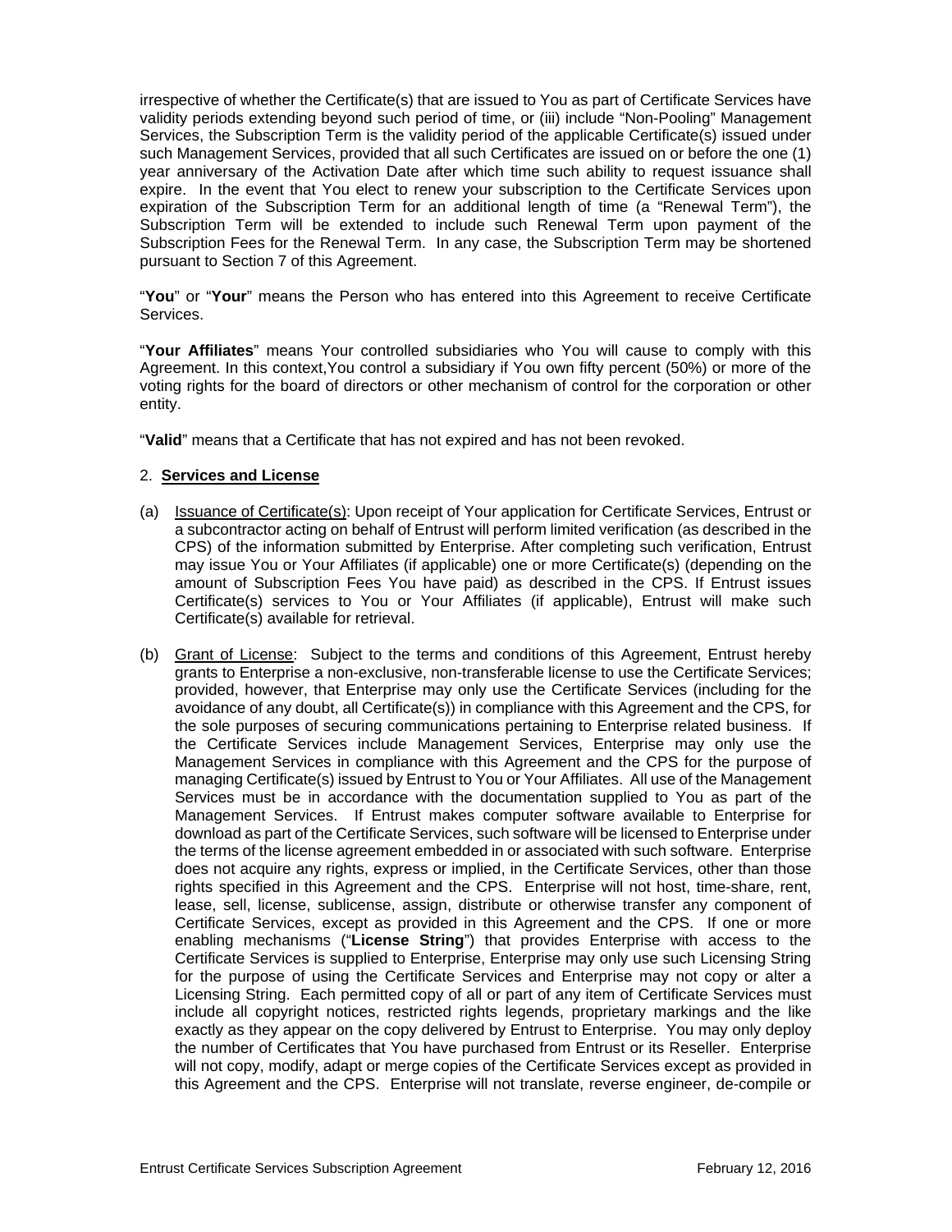irrespective of whether the Certificate(s) that are issued to You as part of Certificate Services have validity periods extending beyond such period of time, or (iii) include "Non-Pooling" Management Services, the Subscription Term is the validity period of the applicable Certificate(s) issued under such Management Services, provided that all such Certificates are issued on or before the one (1) year anniversary of the Activation Date after which time such ability to request issuance shall expire. In the event that You elect to renew your subscription to the Certificate Services upon expiration of the Subscription Term for an additional length of time (a "Renewal Term"), the Subscription Term will be extended to include such Renewal Term upon payment of the Subscription Fees for the Renewal Term. In any case, the Subscription Term may be shortened pursuant to Section 7 of this Agreement.

"**You**" or "**Your**" means the Person who has entered into this Agreement to receive Certificate Services.

"**Your Affiliates**" means Your controlled subsidiaries who You will cause to comply with this Agreement. In this context,You control a subsidiary if You own fifty percent (50%) or more of the voting rights for the board of directors or other mechanism of control for the corporation or other entity.

"**Valid**" means that a Certificate that has not expired and has not been revoked.

2. **Services and License**

(a) Issuance of Certificate(s): Upon receipt of Your application for Certificate Services, Entrust or a subcontractor acting on behalf of Entrust will perform limited verification (as described in the CPS) of the information submitted by Enterprise. After completing such verification, Entrust may issue You or Your Affiliates (if applicable) one or more Certificate(s) (depending on the amount of Subscription Fees You have paid) as described in the CPS. If Entrust issues Certificate(s) services to You or Your Affiliates (if applicable), Entrust will make such Certificate(s) available for retrieval.

(b) Grant of License: Subject to the terms and conditions of this Agreement, Entrust hereby grants to Enterprise a non-exclusive, non-transferable license to use the Certificate Services; provided, however, that Enterprise may only use the Certificate Services (including for the avoidance of any doubt, all Certificate(s)) in compliance with this Agreement and the CPS, for the sole purposes of securing communications pertaining to Enterprise related business. If the Certificate Services include Management Services, Enterprise may only use the Management Services in compliance with this Agreement and the CPS for the purpose of managing Certificate(s) issued by Entrust to You or Your Affiliates. All use of the Management Services must be in accordance with the documentation supplied to You as part of the Management Services. If Entrust makes computer software available to Enterprise for download as part of the Certificate Services, such software will be licensed to Enterprise under the terms of the license agreement embedded in or associated with such software. Enterprise does not acquire any rights, express or implied, in the Certificate Services, other than those rights specified in this Agreement and the CPS. Enterprise will not host, time-share, rent, lease, sell, license, sublicense, assign, distribute or otherwise transfer any component of Certificate Services, except as provided in this Agreement and the CPS. If one or more enabling mechanisms ("**License String**") that provides Enterprise with access to the Certificate Services is supplied to Enterprise, Enterprise may only use such Licensing String for the purpose of using the Certificate Services and Enterprise may not copy or alter a Licensing String. Each permitted copy of all or part of any item of Certificate Services must include all copyright notices, restricted rights legends, proprietary markings and the like exactly as they appear on the copy delivered by Entrust to Enterprise. You may only deploy the number of Certificates that You have purchased from Entrust or its Reseller. Enterprise will not copy, modify, adapt or merge copies of the Certificate Services except as provided in this Agreement and the CPS. Enterprise will not translate, reverse engineer, de-compile or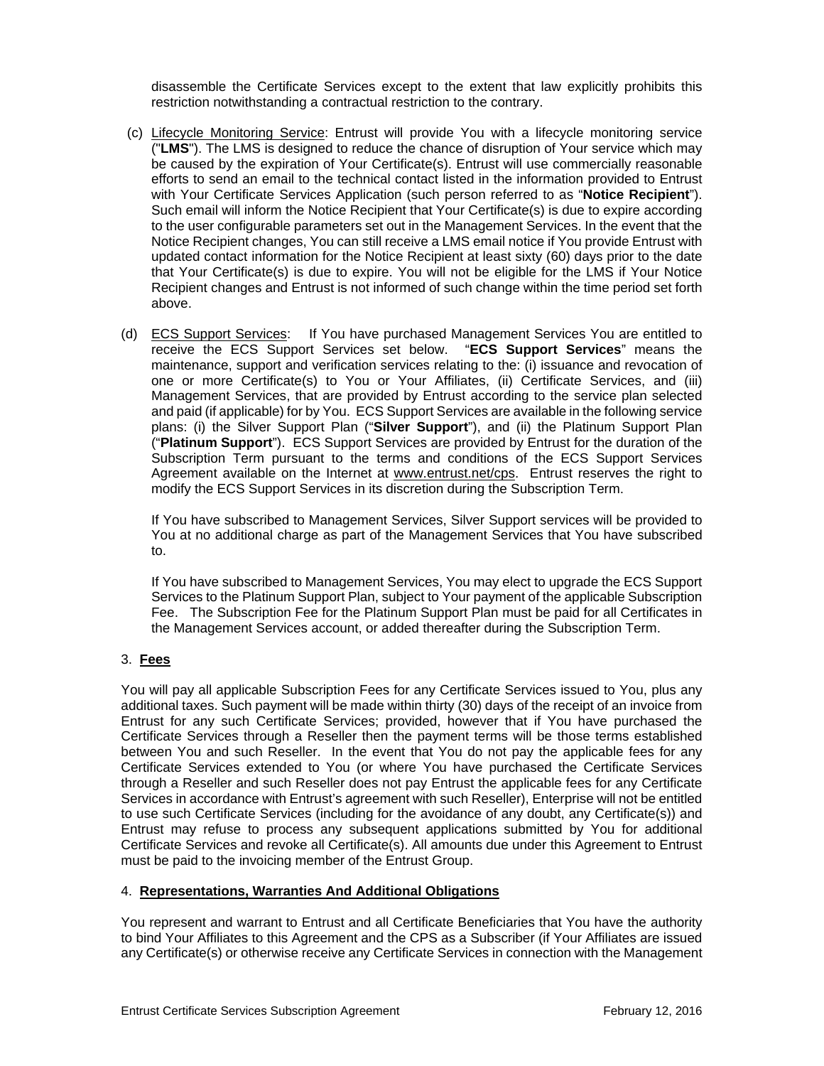disassemble the Certificate Services except to the extent that law explicitly prohibits this restriction notwithstanding a contractual restriction to the contrary.

(c) Lifecycle Monitoring Service: Entrust will provide You with a lifecycle monitoring service ("**LMS**"). The LMS is designed to reduce the chance of disruption of Your service which may be caused by the expiration of Your Certificate(s). Entrust will use commercially reasonable efforts to send an email to the technical contact listed in the information provided to Entrust with Your Certificate Services Application (such person referred to as "**Notice Recipient**"). Such email will inform the Notice Recipient that Your Certificate(s) is due to expire according to the user configurable parameters set out in the Management Services. In the event that the Notice Recipient changes, You can still receive a LMS email notice if You provide Entrust with updated contact information for the Notice Recipient at least sixty (60) days prior to the date that Your Certificate(s) is due to expire. You will not be eligible for the LMS if Your Notice Recipient changes and Entrust is not informed of such change within the time period set forth above.

(d) ECS Support Services: If You have purchased Management Services You are entitled to receive the ECS Support Services set below. "**ECS Support Services**" means the maintenance, support and verification services relating to the: (i) issuance and revocation of one or more Certificate(s) to You or Your Affiliates, (ii) Certificate Services, and (iii) Management Services, that are provided by Entrust according to the service plan selected and paid (if applicable) for by You. ECS Support Services are available in the following service plans: (i) the Silver Support Plan ("**Silver Support**"), and (ii) the Platinum Support Plan ("**Platinum Support**"). ECS Support Services are provided by Entrust for the duration of the Subscription Term pursuant to the terms and conditions of the ECS Support Services Agreement available on the Internet at www.entrust.net/cps. Entrust reserves the right to modify the ECS Support Services in its discretion during the Subscription Term.

If You have subscribed to Management Services, Silver Support services will be provided to You at no additional charge as part of the Management Services that You have subscribed to.

If You have subscribed to Management Services, You may elect to upgrade the ECS Support Services to the Platinum Support Plan, subject to Your payment of the applicable Subscription Fee. The Subscription Fee for the Platinum Support Plan must be paid for all Certificates in the Management Services account, or added thereafter during the Subscription Term.

## 3. Fees

You will pay all applicable Subscription Fees for any Certificate Services issued to You, plus any additional taxes. Such payment will be made within thirty (30) days of the receipt of an invoice from Entrust for any such Certificate Services; provided, however that if You have purchased the Certificate Services through a Reseller then the payment terms will be those terms established between You and such Reseller. In the event that You do not pay the applicable fees for any Certificate Services extended to You (or where You have purchased the Certificate Services through a Reseller and such Reseller does not pay Entrust the applicable fees for any Certificate Services in accordance with Entrust's agreement with such Reseller), Enterprise will not be entitled to use such Certificate Services (including for the avoidance of any doubt, any Certificate(s)) and Entrust may refuse to process any subsequent applications submitted by You for additional Certificate Services and revoke all Certificate(s). All amounts due under this Agreement to Entrust must be paid to the invoicing member of the Entrust Group.

## 4. Representations, Warranties And Additional Obligations

You represent and warrant to Entrust and all Certificate Beneficiaries that You have the authority to bind Your Affiliates to this Agreement and the CPS as a Subscriber (if Your Affiliates are issued any Certificate(s) or otherwise receive any Certificate Services in connection with the Management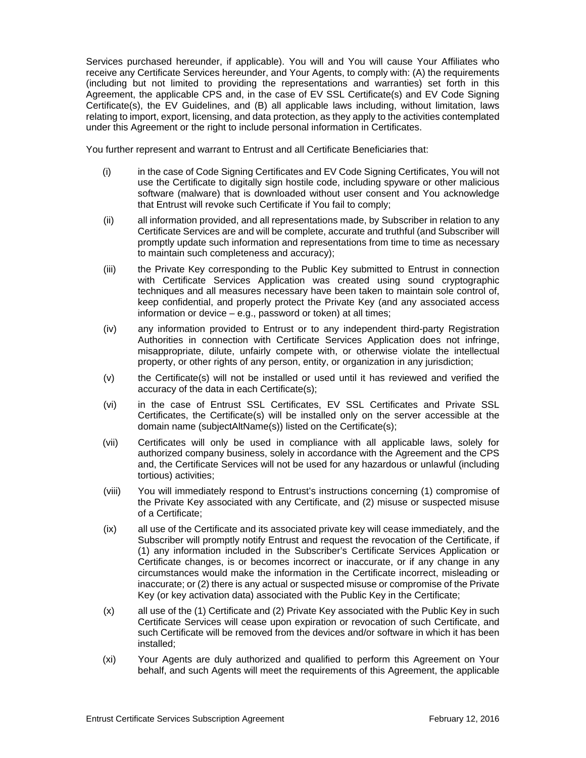Services purchased hereunder, if applicable). You will and You will cause Your Affiliates who receive any Certificate Services hereunder, and Your Agents, to comply with: (A) the requirements (including but not limited to providing the representations and warranties) set forth in this Agreement, the applicable CPS and, in the case of EV SSL Certificate(s) and EV Code Signing Certificate(s), the EV Guidelines, and (B) all applicable laws including, without limitation, laws relating to import, export, licensing, and data protection, as they apply to the activities contemplated under this Agreement or the right to include personal information in Certificates.

You further represent and warrant to Entrust and all Certificate Beneficiaries that:

(i) in the case of Code Signing Certificates and EV Code Signing Certificates, You will not use the Certificate to digitally sign hostile code, including spyware or other malicious software (malware) that is downloaded without user consent and You acknowledge that Entrust will revoke such Certificate if You fail to comply;

(ii) all information provided, and all representations made, by Subscriber in relation to any Certificate Services are and will be complete, accurate and truthful (and Subscriber will promptly update such information and representations from time to time as necessary to maintain such completeness and accuracy);

(iii) the Private Key corresponding to the Public Key submitted to Entrust in connection with Certificate Services Application was created using sound cryptographic techniques and all measures necessary have been taken to maintain sole control of, keep confidential, and properly protect the Private Key (and any associated access information or device – e.g., password or token) at all times;

(iv) any information provided to Entrust or to any independent third-party Registration Authorities in connection with Certificate Services Application does not infringe, misappropriate, dilute, unfairly compete with, or otherwise violate the intellectual property, or other rights of any person, entity, or organization in any jurisdiction;

(v) the Certificate(s) will not be installed or used until it has reviewed and verified the accuracy of the data in each Certificate(s);

(vi) in the case of Entrust SSL Certificates, EV SSL Certificates and Private SSL Certificates, the Certificate(s) will be installed only on the server accessible at the domain name (subjectAltName(s)) listed on the Certificate(s);

(vii) Certificates will only be used in compliance with all applicable laws, solely for authorized company business, solely in accordance with the Agreement and the CPS and, the Certificate Services will not be used for any hazardous or unlawful (including tortious) activities;

(viii) You will immediately respond to Entrust's instructions concerning (1) compromise of the Private Key associated with any Certificate, and (2) misuse or suspected misuse of a Certificate;

(ix) all use of the Certificate and its associated private key will cease immediately, and the Subscriber will promptly notify Entrust and request the revocation of the Certificate, if (1) any information included in the Subscriber's Certificate Services Application or Certificate changes, is or becomes incorrect or inaccurate, or if any change in any circumstances would make the information in the Certificate incorrect, misleading or inaccurate; or (2) there is any actual or suspected misuse or compromise of the Private Key (or key activation data) associated with the Public Key in the Certificate;

(x) all use of the (1) Certificate and (2) Private Key associated with the Public Key in such Certificate Services will cease upon expiration or revocation of such Certificate, and such Certificate will be removed from the devices and/or software in which it has been installed;

(xi) Your Agents are duly authorized and qualified to perform this Agreement on Your behalf, and such Agents will meet the requirements of this Agreement, the applicable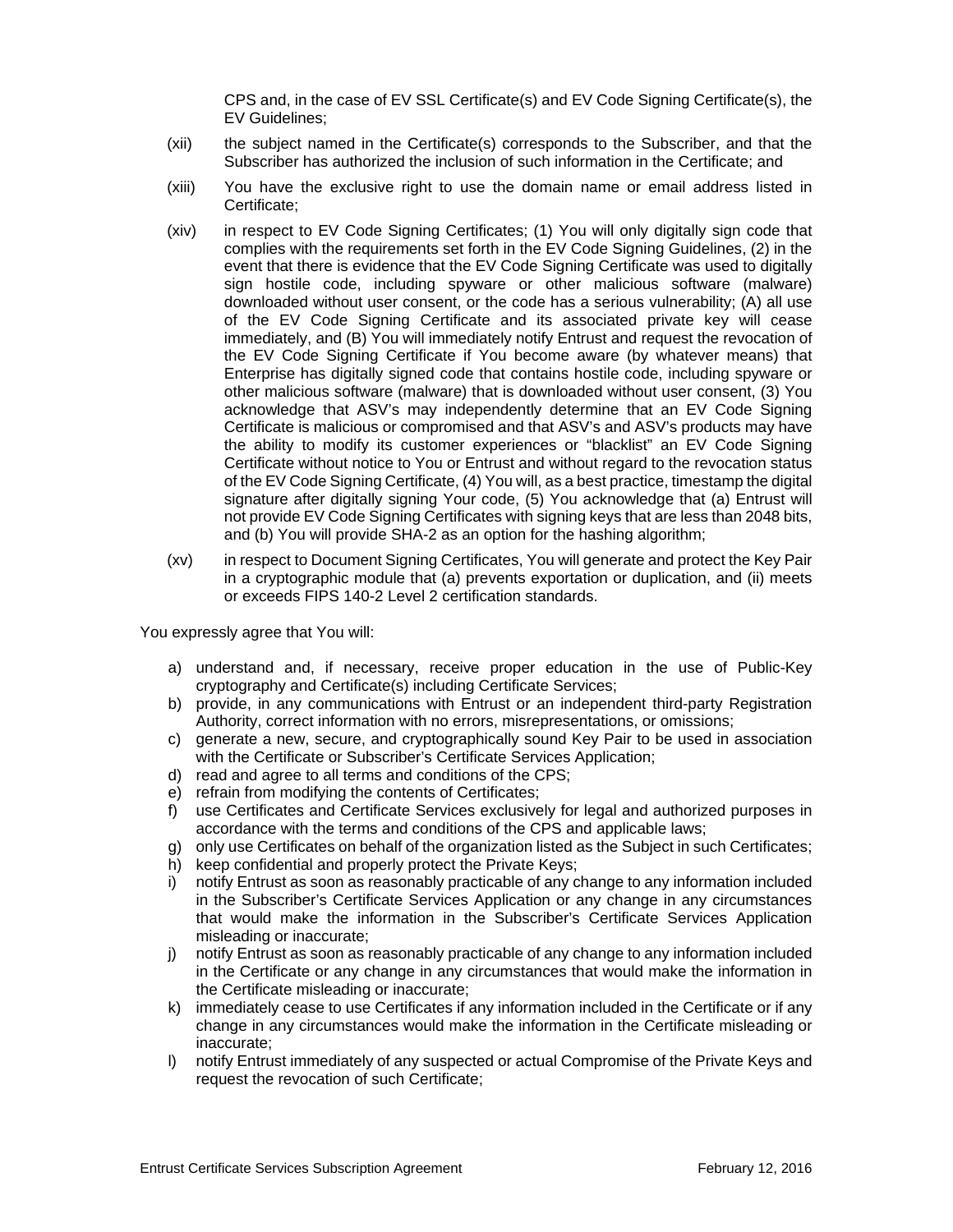CPS and, in the case of EV SSL Certificate(s) and EV Code Signing Certificate(s), the EV Guidelines;

(xii) the subject named in the Certificate(s) corresponds to the Subscriber, and that the Subscriber has authorized the inclusion of such information in the Certificate; and

(xiii) You have the exclusive right to use the domain name or email address listed in Certificate;

(xiv) in respect to EV Code Signing Certificates; (1) You will only digitally sign code that complies with the requirements set forth in the EV Code Signing Guidelines, (2) in the event that there is evidence that the EV Code Signing Certificate was used to digitally sign hostile code, including spyware or other malicious software (malware) downloaded without user consent, or the code has a serious vulnerability; (A) all use of the EV Code Signing Certificate and its associated private key will cease immediately, and (B) You will immediately notify Entrust and request the revocation of the EV Code Signing Certificate if You become aware (by whatever means) that Enterprise has digitally signed code that contains hostile code, including spyware or other malicious software (malware) that is downloaded without user consent, (3) You acknowledge that ASV's may independently determine that an EV Code Signing Certificate is malicious or compromised and that ASV's and ASV's products may have the ability to modify its customer experiences or "blacklist" an EV Code Signing Certificate without notice to You or Entrust and without regard to the revocation status of the EV Code Signing Certificate, (4) You will, as a best practice, timestamp the digital signature after digitally signing Your code, (5) You acknowledge that (a) Entrust will not provide EV Code Signing Certificates with signing keys that are less than 2048 bits, and (b) You will provide SHA-2 as an option for the hashing algorithm;

(xv) in respect to Document Signing Certificates, You will generate and protect the Key Pair in a cryptographic module that (a) prevents exportation or duplication, and (ii) meets or exceeds FIPS 140-2 Level 2 certification standards.

You expressly agree that You will:

a) understand and, if necessary, receive proper education in the use of Public-Key cryptography and Certificate(s) including Certificate Services;
b) provide, in any communications with Entrust or an independent third-party Registration Authority, correct information with no errors, misrepresentations, or omissions;
c) generate a new, secure, and cryptographically sound Key Pair to be used in association with the Certificate or Subscriber's Certificate Services Application;
d) read and agree to all terms and conditions of the CPS;
e) refrain from modifying the contents of Certificates;
f) use Certificates and Certificate Services exclusively for legal and authorized purposes in accordance with the terms and conditions of the CPS and applicable laws;
g) only use Certificates on behalf of the organization listed as the Subject in such Certificates;
h) keep confidential and properly protect the Private Keys;
i) notify Entrust as soon as reasonably practicable of any change to any information included in the Subscriber's Certificate Services Application or any change in any circumstances that would make the information in the Subscriber's Certificate Services Application misleading or inaccurate;
j) notify Entrust as soon as reasonably practicable of any change to any information included in the Certificate or any change in any circumstances that would make the information in the Certificate misleading or inaccurate;
k) immediately cease to use Certificates if any information included in the Certificate or if any change in any circumstances would make the information in the Certificate misleading or inaccurate;
l) notify Entrust immediately of any suspected or actual Compromise of the Private Keys and request the revocation of such Certificate;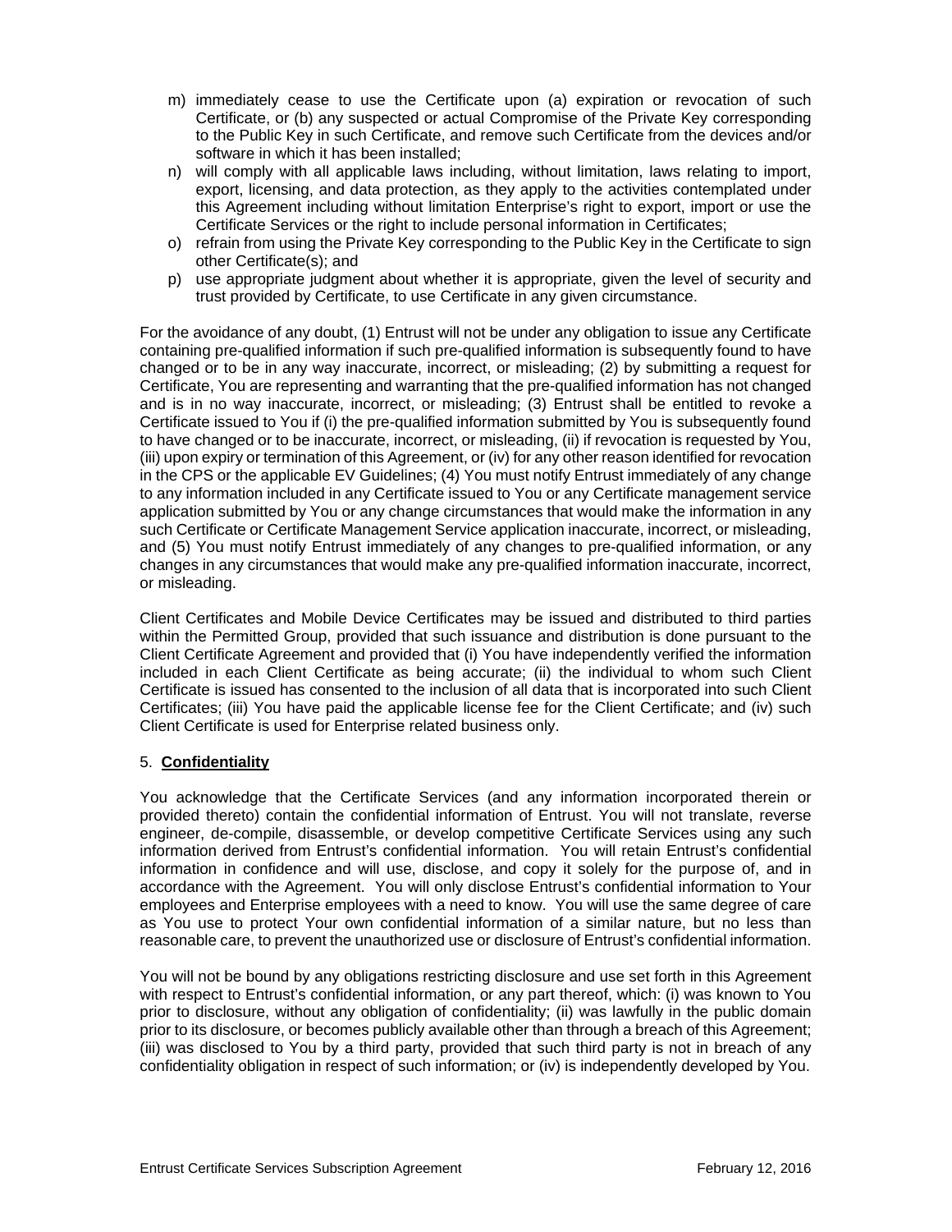m) immediately cease to use the Certificate upon (a) expiration or revocation of such Certificate, or (b) any suspected or actual Compromise of the Private Key corresponding to the Public Key in such Certificate, and remove such Certificate from the devices and/or software in which it has been installed;
n) will comply with all applicable laws including, without limitation, laws relating to import, export, licensing, and data protection, as they apply to the activities contemplated under this Agreement including without limitation Enterprise's right to export, import or use the Certificate Services or the right to include personal information in Certificates;
o) refrain from using the Private Key corresponding to the Public Key in the Certificate to sign other Certificate(s); and
p) use appropriate judgment about whether it is appropriate, given the level of security and trust provided by Certificate, to use Certificate in any given circumstance.

For the avoidance of any doubt, (1) Entrust will not be under any obligation to issue any Certificate containing pre-qualified information if such pre-qualified information is subsequently found to have changed or to be in any way inaccurate, incorrect, or misleading; (2) by submitting a request for Certificate, You are representing and warranting that the pre-qualified information has not changed and is in no way inaccurate, incorrect, or misleading; (3) Entrust shall be entitled to revoke a Certificate issued to You if (i) the pre-qualified information submitted by You is subsequently found to have changed or to be inaccurate, incorrect, or misleading, (ii) if revocation is requested by You, (iii) upon expiry or termination of this Agreement, or (iv) for any other reason identified for revocation in the CPS or the applicable EV Guidelines; (4) You must notify Entrust immediately of any change to any information included in any Certificate issued to You or any Certificate management service application submitted by You or any change circumstances that would make the information in any such Certificate or Certificate Management Service application inaccurate, incorrect, or misleading, and (5) You must notify Entrust immediately of any changes to pre-qualified information, or any changes in any circumstances that would make any pre-qualified information inaccurate, incorrect, or misleading.

Client Certificates and Mobile Device Certificates may be issued and distributed to third parties within the Permitted Group, provided that such issuance and distribution is done pursuant to the Client Certificate Agreement and provided that (i) You have independently verified the information included in each Client Certificate as being accurate; (ii) the individual to whom such Client Certificate is issued has consented to the inclusion of all data that is incorporated into such Client Certificates; (iii) You have paid the applicable license fee for the Client Certificate; and (iv) such Client Certificate is used for Enterprise related business only.

## 5. **Confidentiality**

You acknowledge that the Certificate Services (and any information incorporated therein or provided thereto) contain the confidential information of Entrust. You will not translate, reverse engineer, de-compile, disassemble, or develop competitive Certificate Services using any such information derived from Entrust's confidential information. You will retain Entrust's confidential information in confidence and will use, disclose, and copy it solely for the purpose of, and in accordance with the Agreement. You will only disclose Entrust's confidential information to Your employees and Enterprise employees with a need to know. You will use the same degree of care as You use to protect Your own confidential information of a similar nature, but no less than reasonable care, to prevent the unauthorized use or disclosure of Entrust's confidential information.

You will not be bound by any obligations restricting disclosure and use set forth in this Agreement with respect to Entrust's confidential information, or any part thereof, which: (i) was known to You prior to disclosure, without any obligation of confidentiality; (ii) was lawfully in the public domain prior to its disclosure, or becomes publicly available other than through a breach of this Agreement; (iii) was disclosed to You by a third party, provided that such third party is not in breach of any confidentiality obligation in respect of such information; or (iv) is independently developed by You.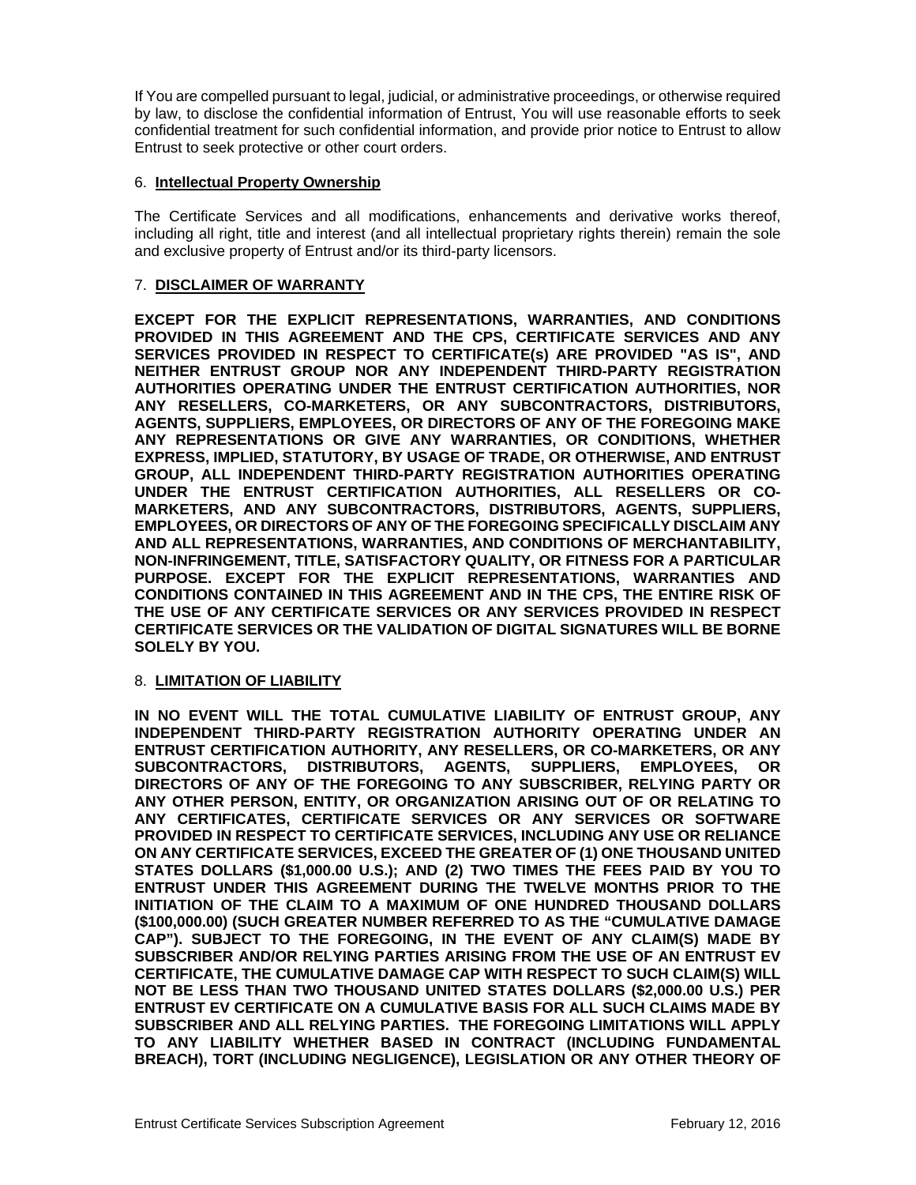If You are compelled pursuant to legal, judicial, or administrative proceedings, or otherwise required by law, to disclose the confidential information of Entrust, You will use reasonable efforts to seek confidential treatment for such confidential information, and provide prior notice to Entrust to allow Entrust to seek protective or other court orders.

6. **Intellectual Property Ownership**

The Certificate Services and all modifications, enhancements and derivative works thereof, including all right, title and interest (and all intellectual proprietary rights therein) remain the sole and exclusive property of Entrust and/or its third-party licensors.

7. **DISCLAIMER OF WARRANTY**

**EXCEPT FOR THE EXPLICIT REPRESENTATIONS, WARRANTIES, AND CONDITIONS PROVIDED IN THIS AGREEMENT AND THE CPS, CERTIFICATE SERVICES AND ANY SERVICES PROVIDED IN RESPECT TO CERTIFICATE(s) ARE PROVIDED "AS IS", AND NEITHER ENTRUST GROUP NOR ANY INDEPENDENT THIRD-PARTY REGISTRATION AUTHORITIES OPERATING UNDER THE ENTRUST CERTIFICATION AUTHORITIES, NOR ANY RESELLERS, CO-MARKETERS, OR ANY SUBCONTRACTORS, DISTRIBUTORS, AGENTS, SUPPLIERS, EMPLOYEES, OR DIRECTORS OF ANY OF THE FOREGOING MAKE ANY REPRESENTATIONS OR GIVE ANY WARRANTIES, OR CONDITIONS, WHETHER EXPRESS, IMPLIED, STATUTORY, BY USAGE OF TRADE, OR OTHERWISE, AND ENTRUST GROUP, ALL INDEPENDENT THIRD-PARTY REGISTRATION AUTHORITIES OPERATING UNDER THE ENTRUST CERTIFICATION AUTHORITIES, ALL RESELLERS OR CO-MARKETERS, AND ANY SUBCONTRACTORS, DISTRIBUTORS, AGENTS, SUPPLIERS, EMPLOYEES, OR DIRECTORS OF ANY OF THE FOREGOING SPECIFICALLY DISCLAIM ANY AND ALL REPRESENTATIONS, WARRANTIES, AND CONDITIONS OF MERCHANTABILITY, NON-INFRINGEMENT, TITLE, SATISFACTORY QUALITY, OR FITNESS FOR A PARTICULAR PURPOSE. EXCEPT FOR THE EXPLICIT REPRESENTATIONS, WARRANTIES AND CONDITIONS CONTAINED IN THIS AGREEMENT AND IN THE CPS, THE ENTIRE RISK OF THE USE OF ANY CERTIFICATE SERVICES OR ANY SERVICES PROVIDED IN RESPECT CERTIFICATE SERVICES OR THE VALIDATION OF DIGITAL SIGNATURES WILL BE BORNE SOLELY BY YOU.**

8. **LIMITATION OF LIABILITY**

**IN NO EVENT WILL THE TOTAL CUMULATIVE LIABILITY OF ENTRUST GROUP, ANY INDEPENDENT THIRD-PARTY REGISTRATION AUTHORITY OPERATING UNDER AN ENTRUST CERTIFICATION AUTHORITY, ANY RESELLERS, OR CO-MARKETERS, OR ANY SUBCONTRACTORS, DISTRIBUTORS, AGENTS, SUPPLIERS, EMPLOYEES, OR DIRECTORS OF ANY OF THE FOREGOING TO ANY SUBSCRIBER, RELYING PARTY OR ANY OTHER PERSON, ENTITY, OR ORGANIZATION ARISING OUT OF OR RELATING TO ANY CERTIFICATES, CERTIFICATE SERVICES OR ANY SERVICES OR SOFTWARE PROVIDED IN RESPECT TO CERTIFICATE SERVICES, INCLUDING ANY USE OR RELIANCE ON ANY CERTIFICATE SERVICES, EXCEED THE GREATER OF (1) ONE THOUSAND UNITED STATES DOLLARS ($1,000.00 U.S.); AND (2) TWO TIMES THE FEES PAID BY YOU TO ENTRUST UNDER THIS AGREEMENT DURING THE TWELVE MONTHS PRIOR TO THE INITIATION OF THE CLAIM TO A MAXIMUM OF ONE HUNDRED THOUSAND DOLLARS ($100,000.00) (SUCH GREATER NUMBER REFERRED TO AS THE "CUMULATIVE DAMAGE CAP"). SUBJECT TO THE FOREGOING, IN THE EVENT OF ANY CLAIM(S) MADE BY SUBSCRIBER AND/OR RELYING PARTIES ARISING FROM THE USE OF AN ENTRUST EV CERTIFICATE, THE CUMULATIVE DAMAGE CAP WITH RESPECT TO SUCH CLAIM(S) WILL NOT BE LESS THAN TWO THOUSAND UNITED STATES DOLLARS ($2,000.00 U.S.) PER ENTRUST EV CERTIFICATE ON A CUMULATIVE BASIS FOR ALL SUCH CLAIMS MADE BY SUBSCRIBER AND ALL RELYING PARTIES. THE FOREGOING LIMITATIONS WILL APPLY TO ANY LIABILITY WHETHER BASED IN CONTRACT (INCLUDING FUNDAMENTAL BREACH), TORT (INCLUDING NEGLIGENCE), LEGISLATION OR ANY OTHER THEORY OF**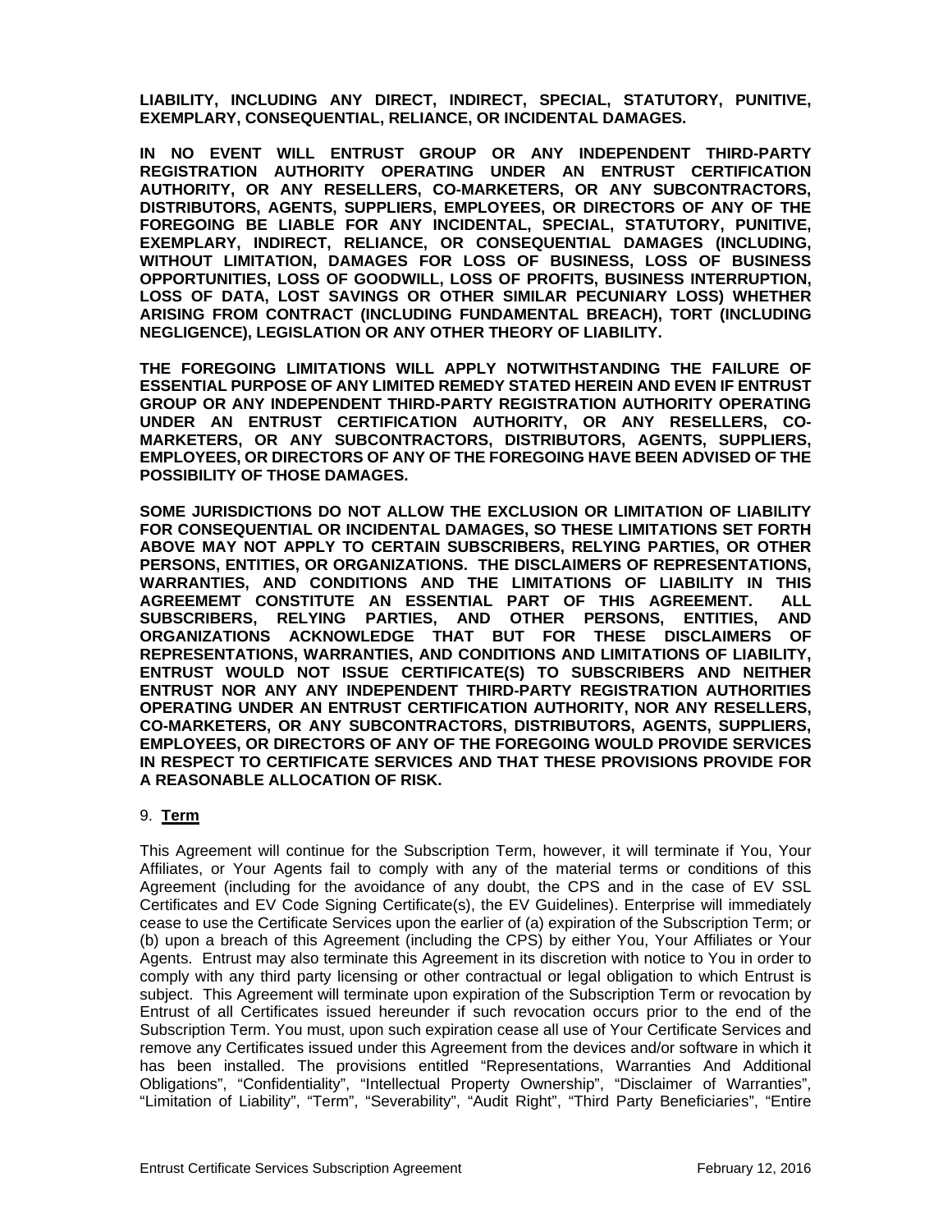**LIABILITY, INCLUDING ANY DIRECT, INDIRECT, SPECIAL, STATUTORY, PUNITIVE, EXEMPLARY, CONSEQUENTIAL, RELIANCE, OR INCIDENTAL DAMAGES.**

**IN NO EVENT WILL ENTRUST GROUP OR ANY INDEPENDENT THIRD-PARTY REGISTRATION AUTHORITY OPERATING UNDER AN ENTRUST CERTIFICATION AUTHORITY, OR ANY RESELLERS, CO-MARKETERS, OR ANY SUBCONTRACTORS, DISTRIBUTORS, AGENTS, SUPPLIERS, EMPLOYEES, OR DIRECTORS OF ANY OF THE FOREGOING BE LIABLE FOR ANY INCIDENTAL, SPECIAL, STATUTORY, PUNITIVE, EXEMPLARY, INDIRECT, RELIANCE, OR CONSEQUENTIAL DAMAGES (INCLUDING, WITHOUT LIMITATION, DAMAGES FOR LOSS OF BUSINESS, LOSS OF BUSINESS OPPORTUNITIES, LOSS OF GOODWILL, LOSS OF PROFITS, BUSINESS INTERRUPTION, LOSS OF DATA, LOST SAVINGS OR OTHER SIMILAR PECUNIARY LOSS) WHETHER ARISING FROM CONTRACT (INCLUDING FUNDAMENTAL BREACH), TORT (INCLUDING NEGLIGENCE), LEGISLATION OR ANY OTHER THEORY OF LIABILITY.**

**THE FOREGOING LIMITATIONS WILL APPLY NOTWITHSTANDING THE FAILURE OF ESSENTIAL PURPOSE OF ANY LIMITED REMEDY STATED HEREIN AND EVEN IF ENTRUST GROUP OR ANY INDEPENDENT THIRD-PARTY REGISTRATION AUTHORITY OPERATING UNDER AN ENTRUST CERTIFICATION AUTHORITY, OR ANY RESELLERS, CO-MARKETERS, OR ANY SUBCONTRACTORS, DISTRIBUTORS, AGENTS, SUPPLIERS, EMPLOYEES, OR DIRECTORS OF ANY OF THE FOREGOING HAVE BEEN ADVISED OF THE POSSIBILITY OF THOSE DAMAGES.**

**SOME JURISDICTIONS DO NOT ALLOW THE EXCLUSION OR LIMITATION OF LIABILITY FOR CONSEQUENTIAL OR INCIDENTAL DAMAGES, SO THESE LIMITATIONS SET FORTH ABOVE MAY NOT APPLY TO CERTAIN SUBSCRIBERS, RELYING PARTIES, OR OTHER PERSONS, ENTITIES, OR ORGANIZATIONS. THE DISCLAIMERS OF REPRESENTATIONS, WARRANTIES, AND CONDITIONS AND THE LIMITATIONS OF LIABILITY IN THIS AGREEMEMT CONSTITUTE AN ESSENTIAL PART OF THIS AGREEMENT. ALL SUBSCRIBERS, RELYING PARTIES, AND OTHER PERSONS, ENTITIES, AND ORGANIZATIONS ACKNOWLEDGE THAT BUT FOR THESE DISCLAIMERS OF REPRESENTATIONS, WARRANTIES, AND CONDITIONS AND LIMITATIONS OF LIABILITY, ENTRUST WOULD NOT ISSUE CERTIFICATE(S) TO SUBSCRIBERS AND NEITHER ENTRUST NOR ANY ANY INDEPENDENT THIRD-PARTY REGISTRATION AUTHORITIES OPERATING UNDER AN ENTRUST CERTIFICATION AUTHORITY, NOR ANY RESELLERS, CO-MARKETERS, OR ANY SUBCONTRACTORS, DISTRIBUTORS, AGENTS, SUPPLIERS, EMPLOYEES, OR DIRECTORS OF ANY OF THE FOREGOING WOULD PROVIDE SERVICES IN RESPECT TO CERTIFICATE SERVICES AND THAT THESE PROVISIONS PROVIDE FOR A REASONABLE ALLOCATION OF RISK.**

9. **Term**

This Agreement will continue for the Subscription Term, however, it will terminate if You, Your Affiliates, or Your Agents fail to comply with any of the material terms or conditions of this Agreement (including for the avoidance of any doubt, the CPS and in the case of EV SSL Certificates and EV Code Signing Certificate(s), the EV Guidelines). Enterprise will immediately cease to use the Certificate Services upon the earlier of (a) expiration of the Subscription Term; or (b) upon a breach of this Agreement (including the CPS) by either You, Your Affiliates or Your Agents. Entrust may also terminate this Agreement in its discretion with notice to You in order to comply with any third party licensing or other contractual or legal obligation to which Entrust is subject. This Agreement will terminate upon expiration of the Subscription Term or revocation by Entrust of all Certificates issued hereunder if such revocation occurs prior to the end of the Subscription Term. You must, upon such expiration cease all use of Your Certificate Services and remove any Certificates issued under this Agreement from the devices and/or software in which it has been installed. The provisions entitled "Representations, Warranties And Additional Obligations", "Confidentiality", "Intellectual Property Ownership", "Disclaimer of Warranties", "Limitation of Liability", "Term", "Severability", "Audit Right", "Third Party Beneficiaries", "Entire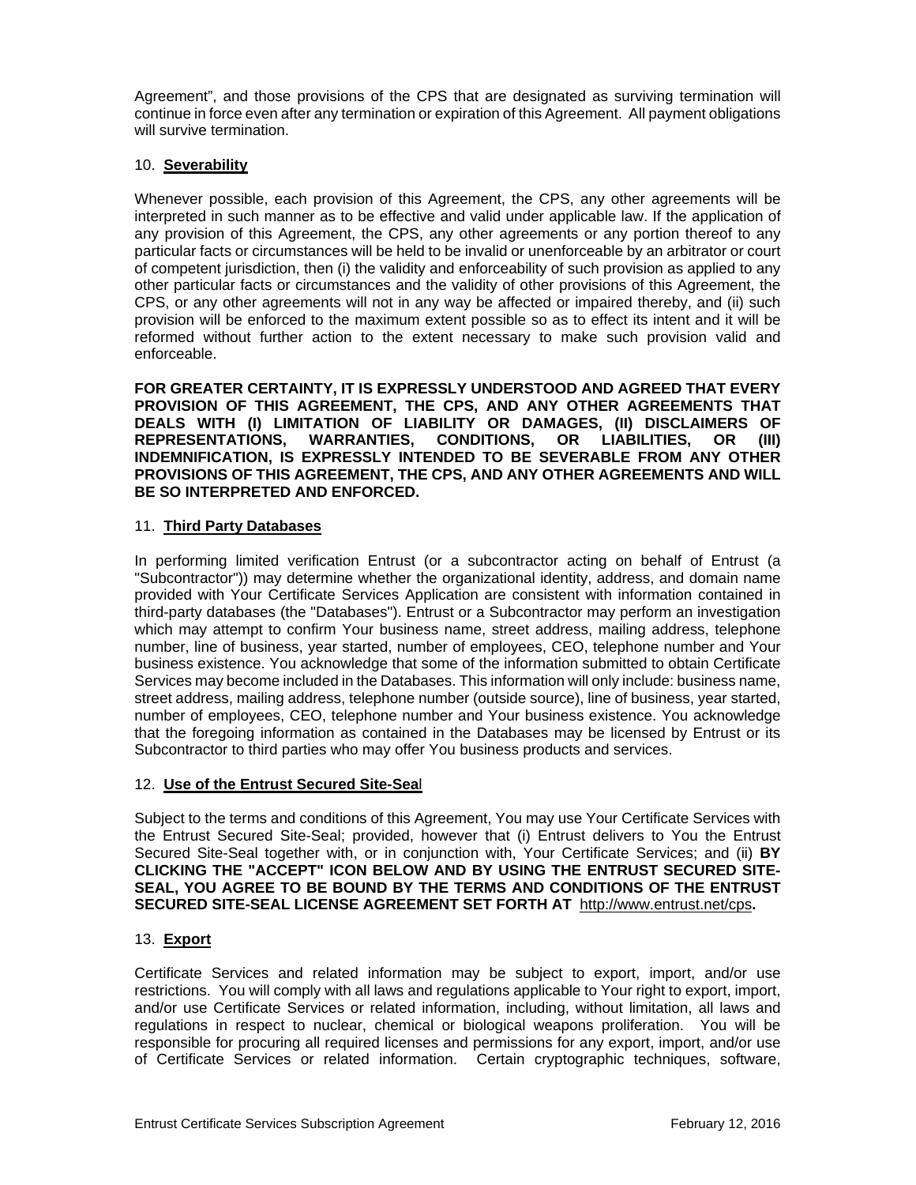Agreement", and those provisions of the CPS that are designated as surviving termination will continue in force even after any termination or expiration of this Agreement. All payment obligations will survive termination.

## 10. **Severability**

Whenever possible, each provision of this Agreement, the CPS, any other agreements will be interpreted in such manner as to be effective and valid under applicable law. If the application of any provision of this Agreement, the CPS, any other agreements or any portion thereof to any particular facts or circumstances will be held to be invalid or unenforceable by an arbitrator or court of competent jurisdiction, then (i) the validity and enforceability of such provision as applied to any other particular facts or circumstances and the validity of other provisions of this Agreement, the CPS, or any other agreements will not in any way be affected or impaired thereby, and (ii) such provision will be enforced to the maximum extent possible so as to effect its intent and it will be reformed without further action to the extent necessary to make such provision valid and enforceable.

**FOR GREATER CERTAINTY, IT IS EXPRESSLY UNDERSTOOD AND AGREED THAT EVERY PROVISION OF THIS AGREEMENT, THE CPS, AND ANY OTHER AGREEMENTS THAT DEALS WITH (I) LIMITATION OF LIABILITY OR DAMAGES, (II) DISCLAIMERS OF REPRESENTATIONS, WARRANTIES, CONDITIONS, OR LIABILITIES, OR (III) INDEMNIFICATION, IS EXPRESSLY INTENDED TO BE SEVERABLE FROM ANY OTHER PROVISIONS OF THIS AGREEMENT, THE CPS, AND ANY OTHER AGREEMENTS AND WILL BE SO INTERPRETED AND ENFORCED.**

## 11. **Third Party Databases**

In performing limited verification Entrust (or a subcontractor acting on behalf of Entrust (a "Subcontractor")) may determine whether the organizational identity, address, and domain name provided with Your Certificate Services Application are consistent with information contained in third-party databases (the "Databases"). Entrust or a Subcontractor may perform an investigation which may attempt to confirm Your business name, street address, mailing address, telephone number, line of business, year started, number of employees, CEO, telephone number and Your business existence. You acknowledge that some of the information submitted to obtain Certificate Services may become included in the Databases. This information will only include: business name, street address, mailing address, telephone number (outside source), line of business, year started, number of employees, CEO, telephone number and Your business existence. You acknowledge that the foregoing information as contained in the Databases may be licensed by Entrust or its Subcontractor to third parties who may offer You business products and services.

## 12. **Use of the Entrust Secured Site-Seal**

Subject to the terms and conditions of this Agreement, You may use Your Certificate Services with the Entrust Secured Site-Seal; provided, however that (i) Entrust delivers to You the Entrust Secured Site-Seal together with, or in conjunction with, Your Certificate Services; and (ii) **BY CLICKING THE "ACCEPT" ICON BELOW AND BY USING THE ENTRUST SECURED SITE-SEAL, YOU AGREE TO BE BOUND BY THE TERMS AND CONDITIONS OF THE ENTRUST SECURED SITE-SEAL LICENSE AGREEMENT SET FORTH AT** http://www.entrust.net/cps**.**

## 13. **Export**

Certificate Services and related information may be subject to export, import, and/or use restrictions. You will comply with all laws and regulations applicable to Your right to export, import, and/or use Certificate Services or related information, including, without limitation, all laws and regulations in respect to nuclear, chemical or biological weapons proliferation. You will be responsible for procuring all required licenses and permissions for any export, import, and/or use of Certificate Services or related information. Certain cryptographic techniques, software,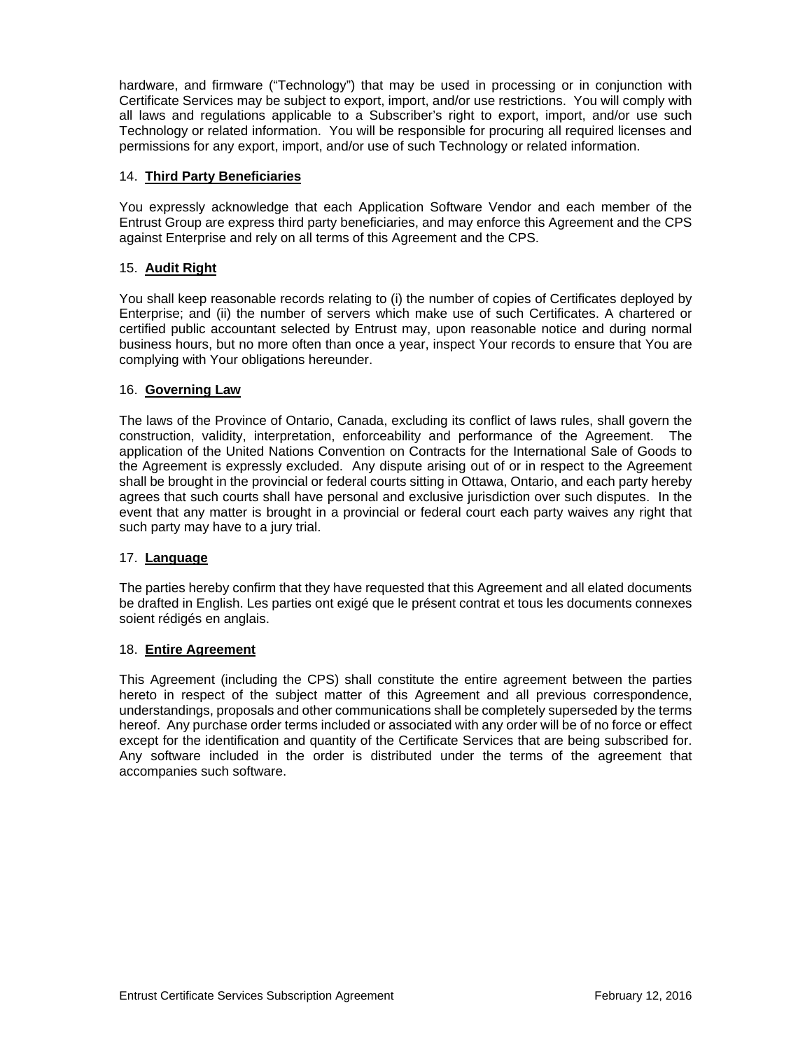hardware, and firmware ("Technology") that may be used in processing or in conjunction with Certificate Services may be subject to export, import, and/or use restrictions. You will comply with all laws and regulations applicable to a Subscriber's right to export, import, and/or use such Technology or related information. You will be responsible for procuring all required licenses and permissions for any export, import, and/or use of such Technology or related information.

## 14. **Third Party Beneficiaries**

You expressly acknowledge that each Application Software Vendor and each member of the Entrust Group are express third party beneficiaries, and may enforce this Agreement and the CPS against Enterprise and rely on all terms of this Agreement and the CPS.

## 15. **Audit Right**

You shall keep reasonable records relating to (i) the number of copies of Certificates deployed by Enterprise; and (ii) the number of servers which make use of such Certificates. A chartered or certified public accountant selected by Entrust may, upon reasonable notice and during normal business hours, but no more often than once a year, inspect Your records to ensure that You are complying with Your obligations hereunder.

## 16. **Governing Law**

The laws of the Province of Ontario, Canada, excluding its conflict of laws rules, shall govern the construction, validity, interpretation, enforceability and performance of the Agreement. The application of the United Nations Convention on Contracts for the International Sale of Goods to the Agreement is expressly excluded. Any dispute arising out of or in respect to the Agreement shall be brought in the provincial or federal courts sitting in Ottawa, Ontario, and each party hereby agrees that such courts shall have personal and exclusive jurisdiction over such disputes. In the event that any matter is brought in a provincial or federal court each party waives any right that such party may have to a jury trial.

## 17. **Language**

The parties hereby confirm that they have requested that this Agreement and all elated documents be drafted in English. Les parties ont exigé que le présent contrat et tous les documents connexes soient rédigés en anglais.

## 18. **Entire Agreement**

This Agreement (including the CPS) shall constitute the entire agreement between the parties hereto in respect of the subject matter of this Agreement and all previous correspondence, understandings, proposals and other communications shall be completely superseded by the terms hereof. Any purchase order terms included or associated with any order will be of no force or effect except for the identification and quantity of the Certificate Services that are being subscribed for. Any software included in the order is distributed under the terms of the agreement that accompanies such software.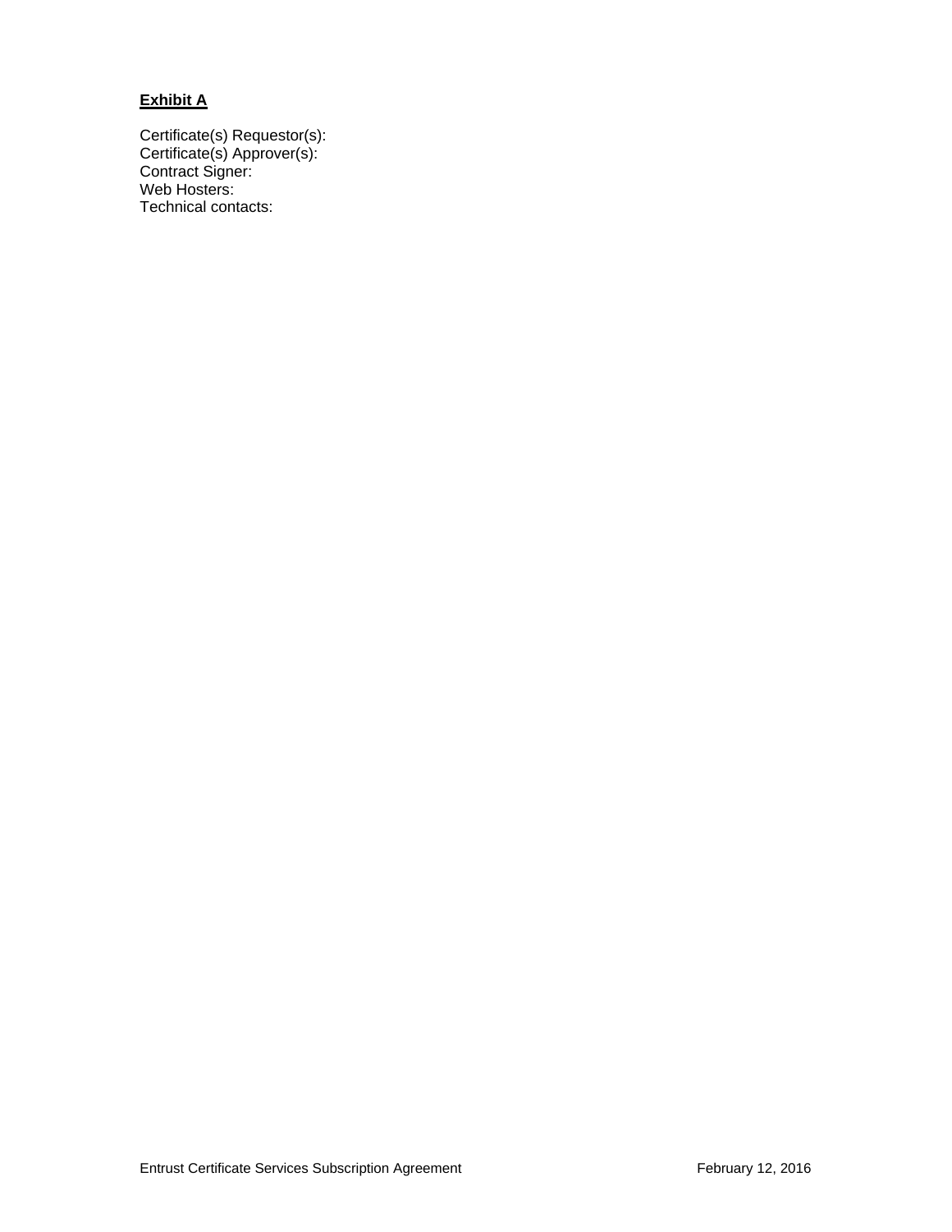**Exhibit A**

Certificate(s) Requestor(s):
Certificate(s) Approver(s):
Contract Signer:
Web Hosters:
Technical contacts: